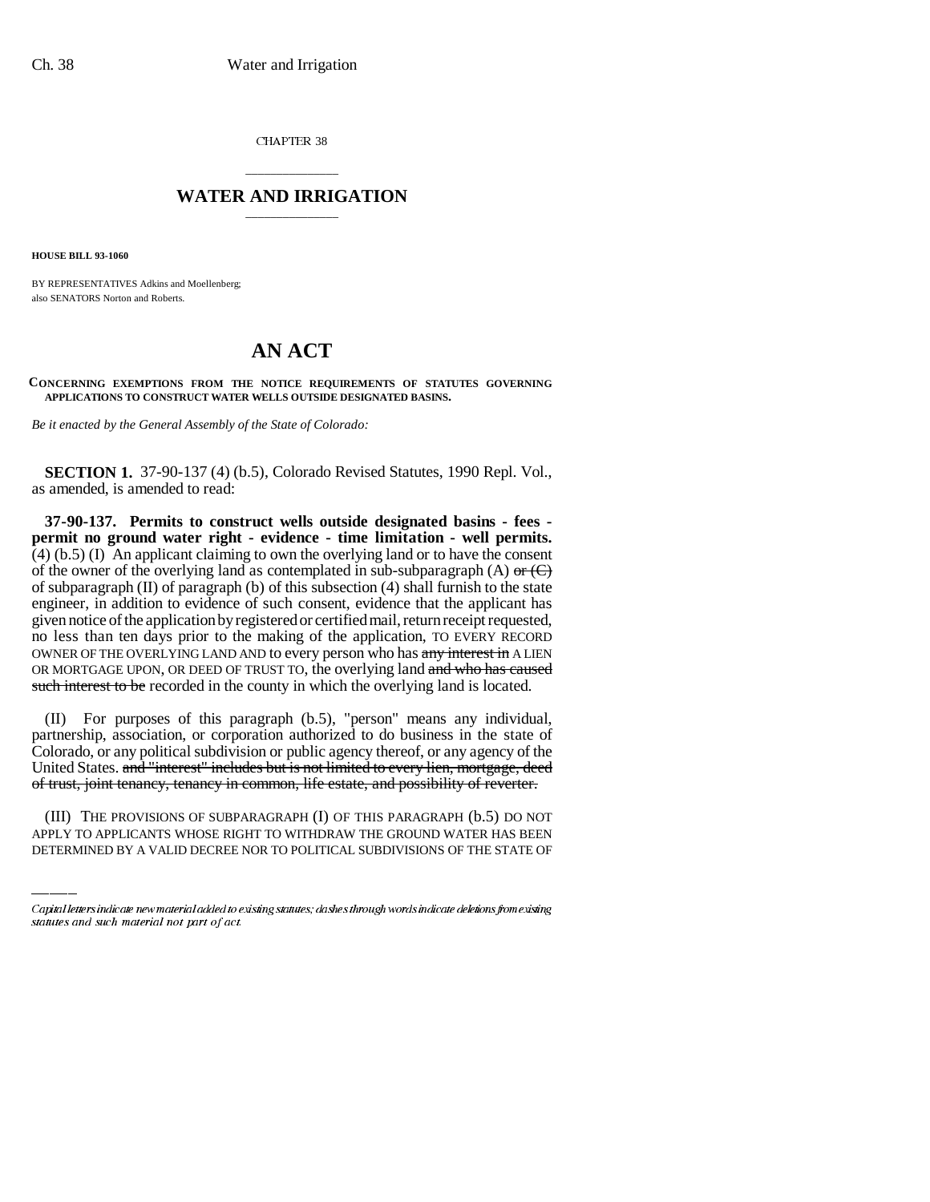CHAPTER 38

## WATER AND IRRIGATION

**HOUSE BILL 93-1060**

BY REPRESENTATIVES Adkins and Moellenberg;
also SENATORS Norton and Roberts.

# AN ACT

**CONCERNING EXEMPTIONS FROM THE NOTICE REQUIREMENTS OF STATUTES GOVERNING APPLICATIONS TO CONSTRUCT WATER WELLS OUTSIDE DESIGNATED BASINS.**

*Be it enacted by the General Assembly of the State of Colorado:*

**SECTION 1.** 37-90-137 (4) (b.5), Colorado Revised Statutes, 1990 Repl. Vol., as amended, is amended to read:

**37-90-137. Permits to construct wells outside designated basins - fees - permit no ground water right - evidence - time limitation - well permits.** (4) (b.5) (I) An applicant claiming to own the overlying land or to have the consent of the owner of the overlying land as contemplated in sub-subparagraph (A) ~~or (C)~~ of subparagraph (II) of paragraph (b) of this subsection (4) shall furnish to the state engineer, in addition to evidence of such consent, evidence that the applicant has given notice of the application by registered or certified mail, return receipt requested, no less than ten days prior to the making of the application, TO EVERY RECORD OWNER OF THE OVERLYING LAND AND to every person who has ~~any interest in~~ A LIEN OR MORTGAGE UPON, OR DEED OF TRUST TO, the overlying land ~~and who has caused such interest to be~~ recorded in the county in which the overlying land is located.

(II) For purposes of this paragraph (b.5), "person" means any individual, partnership, association, or corporation authorized to do business in the state of Colorado, or any political subdivision or public agency thereof, or any agency of the United States. ~~and "interest" includes but is not limited to every lien, mortgage, deed of trust, joint tenancy, tenancy in common, life estate, and possibility of reverter.~~

(III) THE PROVISIONS OF SUBPARAGRAPH (I) OF THIS PARAGRAPH (b.5) DO NOT APPLY TO APPLICANTS WHOSE RIGHT TO WITHDRAW THE GROUND WATER HAS BEEN DETERMINED BY A VALID DECREE NOR TO POLITICAL SUBDIVISIONS OF THE STATE OF

Capital letters indicate new material added to existing statutes; dashes through words indicate deletions from existing statutes and such material not part of act.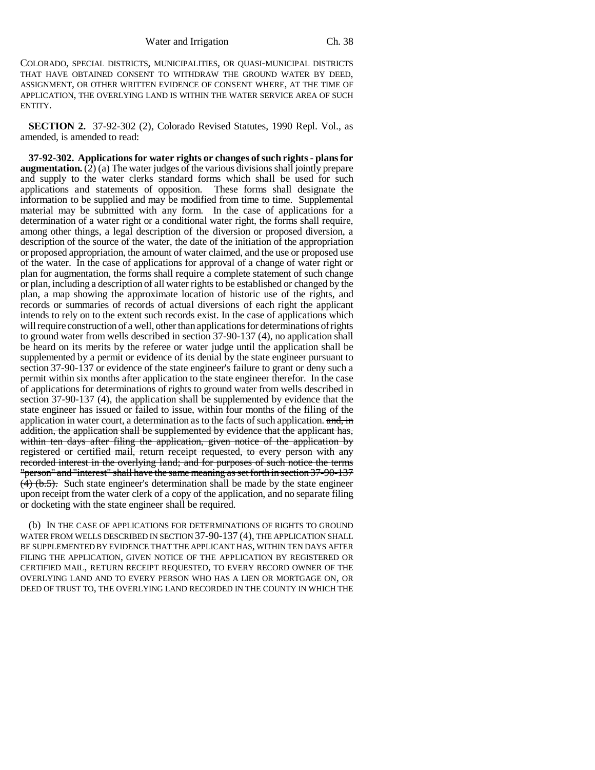COLORADO, SPECIAL DISTRICTS, MUNICIPALITIES, OR QUASI-MUNICIPAL DISTRICTS THAT HAVE OBTAINED CONSENT TO WITHDRAW THE GROUND WATER BY DEED, ASSIGNMENT, OR OTHER WRITTEN EVIDENCE OF CONSENT WHERE, AT THE TIME OF APPLICATION, THE OVERLYING LAND IS WITHIN THE WATER SERVICE AREA OF SUCH ENTITY.

**SECTION 2.** 37-92-302 (2), Colorado Revised Statutes, 1990 Repl. Vol., as amended, is amended to read:

**37-92-302. Applications for water rights or changes of such rights - plans for augmentation.** (2) (a) The water judges of the various divisions shall jointly prepare and supply to the water clerks standard forms which shall be used for such applications and statements of opposition. These forms shall designate the information to be supplied and may be modified from time to time. Supplemental material may be submitted with any form. In the case of applications for a determination of a water right or a conditional water right, the forms shall require, among other things, a legal description of the diversion or proposed diversion, a description of the source of the water, the date of the initiation of the appropriation or proposed appropriation, the amount of water claimed, and the use or proposed use of the water. In the case of applications for approval of a change of water right or plan for augmentation, the forms shall require a complete statement of such change or plan, including a description of all water rights to be established or changed by the plan, a map showing the approximate location of historic use of the rights, and records or summaries of records of actual diversions of each right the applicant intends to rely on to the extent such records exist. In the case of applications which will require construction of a well, other than applications for determinations of rights to ground water from wells described in section 37-90-137 (4), no application shall be heard on its merits by the referee or water judge until the application shall be supplemented by a permit or evidence of its denial by the state engineer pursuant to section 37-90-137 or evidence of the state engineer's failure to grant or deny such a permit within six months after application to the state engineer therefor. In the case of applications for determinations of rights to ground water from wells described in section 37-90-137 (4), the application shall be supplemented by evidence that the state engineer has issued or failed to issue, within four months of the filing of the application in water court, a determination as to the facts of such application. ~~and, in addition, the application shall be supplemented by evidence that the applicant has, within ten days after filing the application, given notice of the application by registered or certified mail, return receipt requested, to every person with any recorded interest in the overlying land; and for purposes of such notice the terms "person" and "interest" shall have the same meaning as set forth in section 37-90-137 (4) (b.5).~~ Such state engineer's determination shall be made by the state engineer upon receipt from the water clerk of a copy of the application, and no separate filing or docketing with the state engineer shall be required.

(b) IN THE CASE OF APPLICATIONS FOR DETERMINATIONS OF RIGHTS TO GROUND WATER FROM WELLS DESCRIBED IN SECTION 37-90-137 (4), THE APPLICATION SHALL BE SUPPLEMENTED BY EVIDENCE THAT THE APPLICANT HAS, WITHIN TEN DAYS AFTER FILING THE APPLICATION, GIVEN NOTICE OF THE APPLICATION BY REGISTERED OR CERTIFIED MAIL, RETURN RECEIPT REQUESTED, TO EVERY RECORD OWNER OF THE OVERLYING LAND AND TO EVERY PERSON WHO HAS A LIEN OR MORTGAGE ON, OR DEED OF TRUST TO, THE OVERLYING LAND RECORDED IN THE COUNTY IN WHICH THE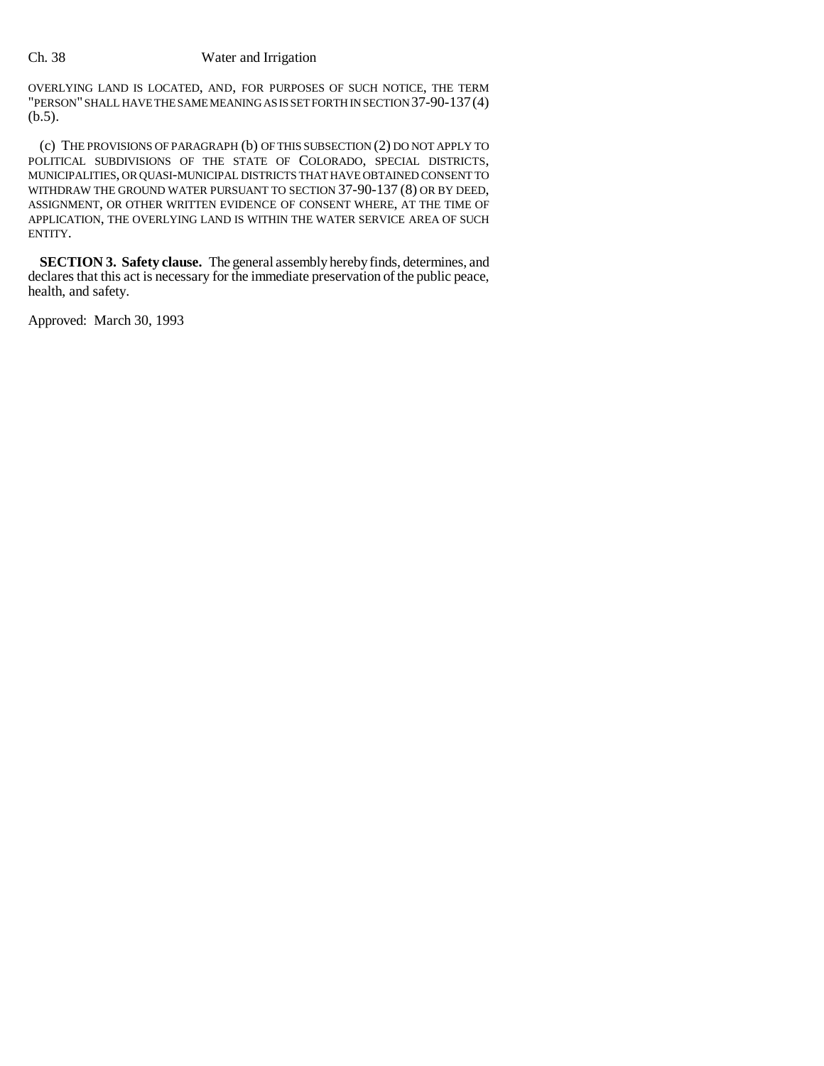OVERLYING LAND IS LOCATED, AND, FOR PURPOSES OF SUCH NOTICE, THE TERM "PERSON" SHALL HAVE THE SAME MEANING AS IS SET FORTH IN SECTION 37-90-137 (4) (b.5).

(c) THE PROVISIONS OF PARAGRAPH (b) OF THIS SUBSECTION (2) DO NOT APPLY TO POLITICAL SUBDIVISIONS OF THE STATE OF COLORADO, SPECIAL DISTRICTS, MUNICIPALITIES, OR QUASI-MUNICIPAL DISTRICTS THAT HAVE OBTAINED CONSENT TO WITHDRAW THE GROUND WATER PURSUANT TO SECTION 37-90-137 (8) OR BY DEED, ASSIGNMENT, OR OTHER WRITTEN EVIDENCE OF CONSENT WHERE, AT THE TIME OF APPLICATION, THE OVERLYING LAND IS WITHIN THE WATER SERVICE AREA OF SUCH ENTITY.

**SECTION 3. Safety clause.** The general assembly hereby finds, determines, and declares that this act is necessary for the immediate preservation of the public peace, health, and safety.

Approved: March 30, 1993